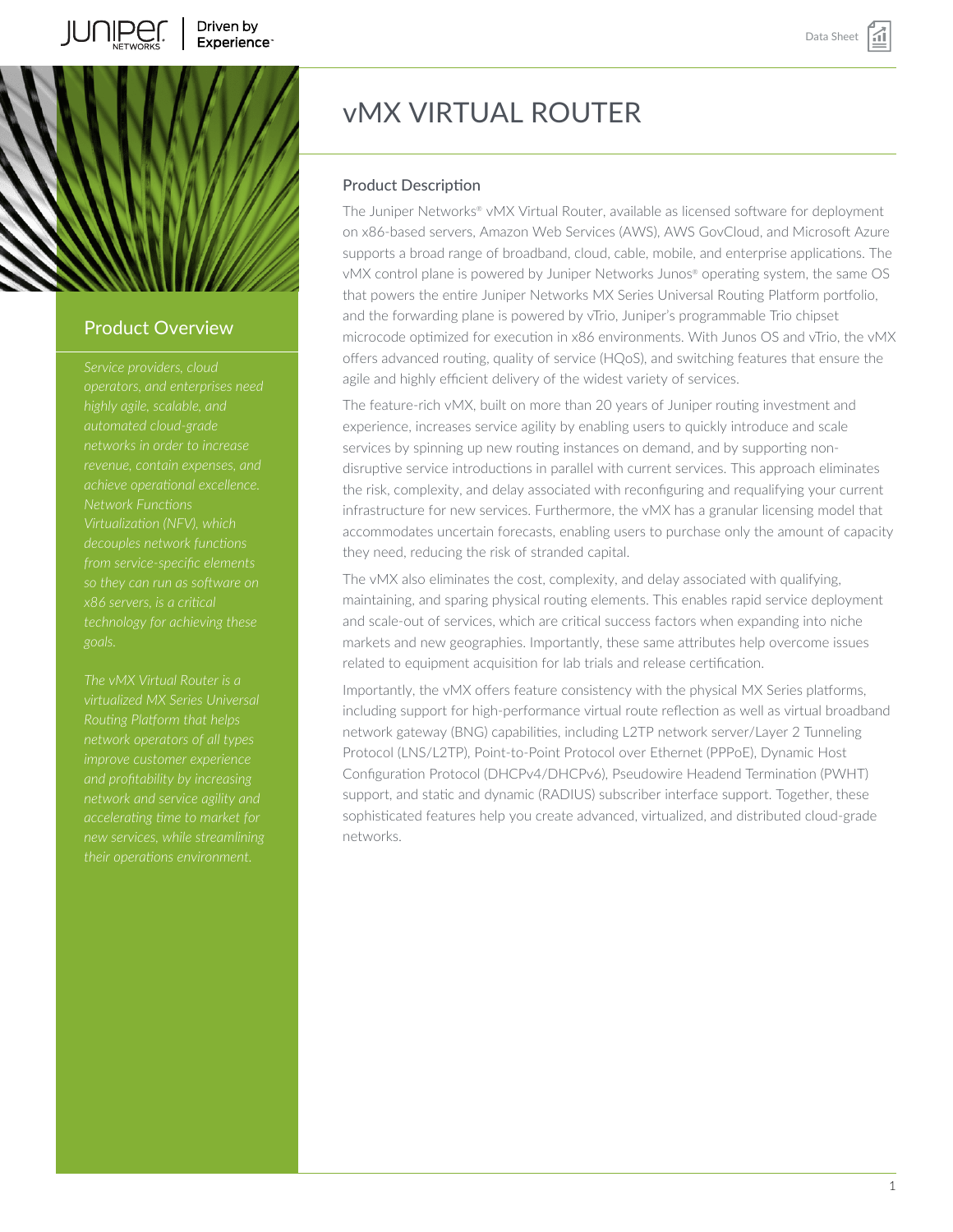# vMX VIRTUAL ROUTER

## Product Overview

*Service providers, cloud operators, and enterprises need highly agile, scalable, and automated cloud-grade networks in order to increase revenue, contain expenses, and achieve operational excellence. Network Functions Virtualization (NFV), which decouples network functions from service-specific elements so they can run as software on x86 servers, is a critical technology for achieving these goals.*

*The vMX Virtual Router is a virtualized MX Series Universal Routing Platform that helps network operators of all types improve customer experience and profitability by increasing network and service agility and accelerating time to market for new services, while streamlining their operations environment.*

## Product Description

The Juniper Networks® vMX Virtual Router, available as licensed software for deployment on x86-based servers, Amazon Web Services (AWS), AWS GovCloud, and Microsoft Azure supports a broad range of broadband, cloud, cable, mobile, and enterprise applications. The vMX control plane is powered by Juniper Networks Junos® operating system, the same OS that powers the entire Juniper Networks MX Series Universal Routing Platform portfolio, and the forwarding plane is powered by vTrio, Juniper's programmable Trio chipset microcode optimized for execution in x86 environments. With Junos OS and vTrio, the vMX offers advanced routing, quality of service (HQoS), and switching features that ensure the agile and highly efficient delivery of the widest variety of services.

The feature-rich vMX, built on more than 20 years of Juniper routing investment and experience, increases service agility by enabling users to quickly introduce and scale services by spinning up new routing instances on demand, and by supporting non-disruptive service introductions in parallel with current services. This approach eliminates the risk, complexity, and delay associated with reconfiguring and requalifying your current infrastructure for new services. Furthermore, the vMX has a granular licensing model that accommodates uncertain forecasts, enabling users to purchase only the amount of capacity they need, reducing the risk of stranded capital.

The vMX also eliminates the cost, complexity, and delay associated with qualifying, maintaining, and sparing physical routing elements. This enables rapid service deployment and scale-out of services, which are critical success factors when expanding into niche markets and new geographies. Importantly, these same attributes help overcome issues related to equipment acquisition for lab trials and release certification.

Importantly, the vMX offers feature consistency with the physical MX Series platforms, including support for high-performance virtual route reflection as well as virtual broadband network gateway (BNG) capabilities, including L2TP network server/Layer 2 Tunneling Protocol (LNS/L2TP), Point-to-Point Protocol over Ethernet (PPPoE), Dynamic Host Configuration Protocol (DHCPv4/DHCPv6), Pseudowire Headend Termination (PWHT) support, and static and dynamic (RADIUS) subscriber interface support. Together, these sophisticated features help you create advanced, virtualized, and distributed cloud-grade networks.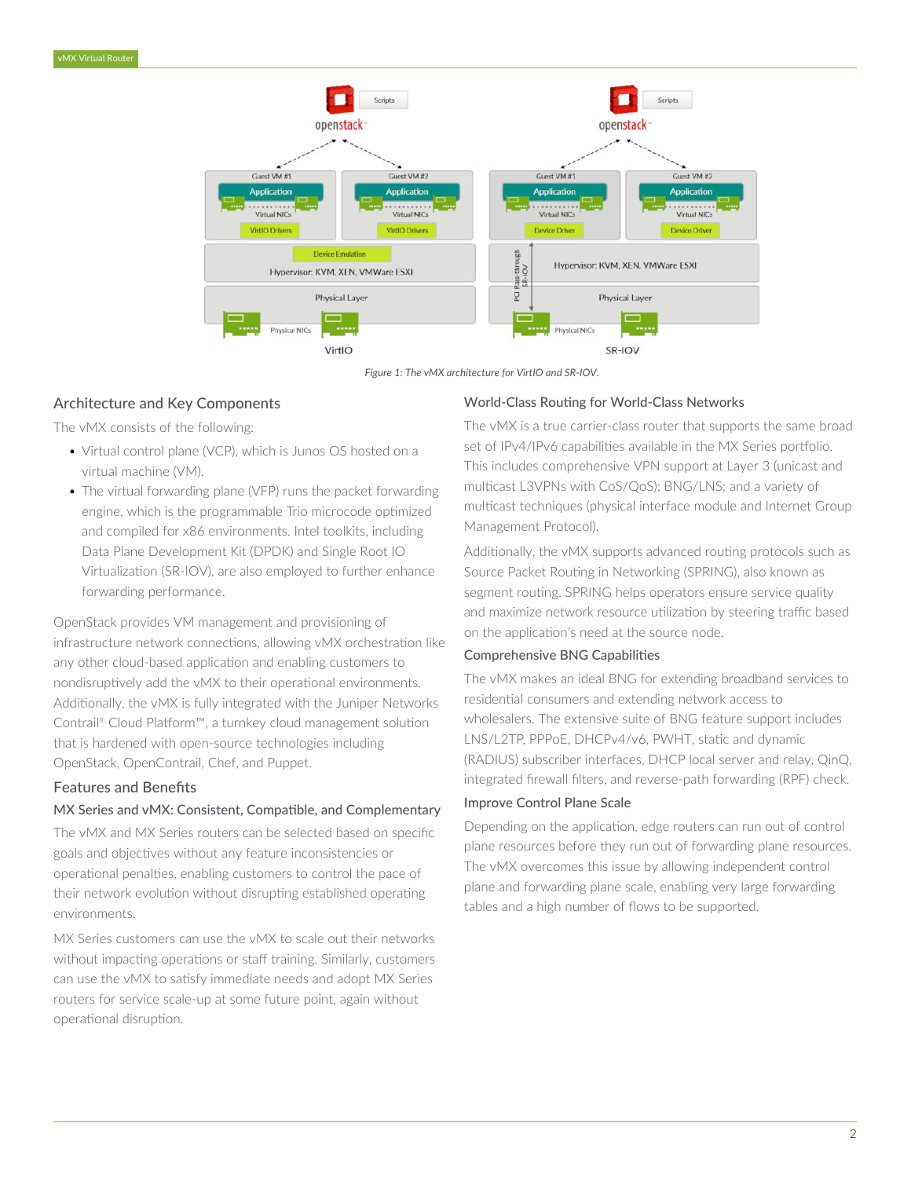*Figure 1: The vMX architecture for VirtIO and SR-IOV.*

## Architecture and Key Components

The vMX consists of the following:

- Virtual control plane (VCP), which is Junos OS hosted on a virtual machine (VM).
- The virtual forwarding plane (VFP) runs the packet forwarding engine, which is the programmable Trio microcode optimized and compiled for x86 environments. Intel toolkits, including Data Plane Development Kit (DPDK) and Single Root IO Virtualization (SR-IOV), are also employed to further enhance forwarding performance.

OpenStack provides VM management and provisioning of infrastructure network connections, allowing vMX orchestration like any other cloud-based application and enabling customers to nondisruptively add the vMX to their operational environments. Additionally, the vMX is fully integrated with the Juniper Networks Contrail® Cloud Platform™, a turnkey cloud management solution that is hardened with open-source technologies including OpenStack, OpenContrail, Chef, and Puppet.

## Features and Benefits

### MX Series and vMX: Consistent, Compatible, and Complementary

The vMX and MX Series routers can be selected based on specific goals and objectives without any feature inconsistencies or operational penalties, enabling customers to control the pace of their network evolution without disrupting established operating environments.

MX Series customers can use the vMX to scale out their networks without impacting operations or staff training. Similarly, customers can use the vMX to satisfy immediate needs and adopt MX Series routers for service scale-up at some future point, again without operational disruption.

### World-Class Routing for World-Class Networks

The vMX is a true carrier-class router that supports the same broad set of IPv4/IPv6 capabilities available in the MX Series portfolio. This includes comprehensive VPN support at Layer 3 (unicast and multicast L3VPNs with CoS/QoS); BNG/LNS; and a variety of multicast techniques (physical interface module and Internet Group Management Protocol).

Additionally, the vMX supports advanced routing protocols such as Source Packet Routing in Networking (SPRING), also known as segment routing. SPRING helps operators ensure service quality and maximize network resource utilization by steering traffic based on the application's need at the source node.

### Comprehensive BNG Capabilities

The vMX makes an ideal BNG for extending broadband services to residential consumers and extending network access to wholesalers. The extensive suite of BNG feature support includes LNS/L2TP, PPPoE, DHCPv4/v6, PWHT, static and dynamic (RADIUS) subscriber interfaces, DHCP local server and relay, QinQ, integrated firewall filters, and reverse-path forwarding (RPF) check.

### Improve Control Plane Scale

Depending on the application, edge routers can run out of control plane resources before they run out of forwarding plane resources. The vMX overcomes this issue by allowing independent control plane and forwarding plane scale, enabling very large forwarding tables and a high number of flows to be supported.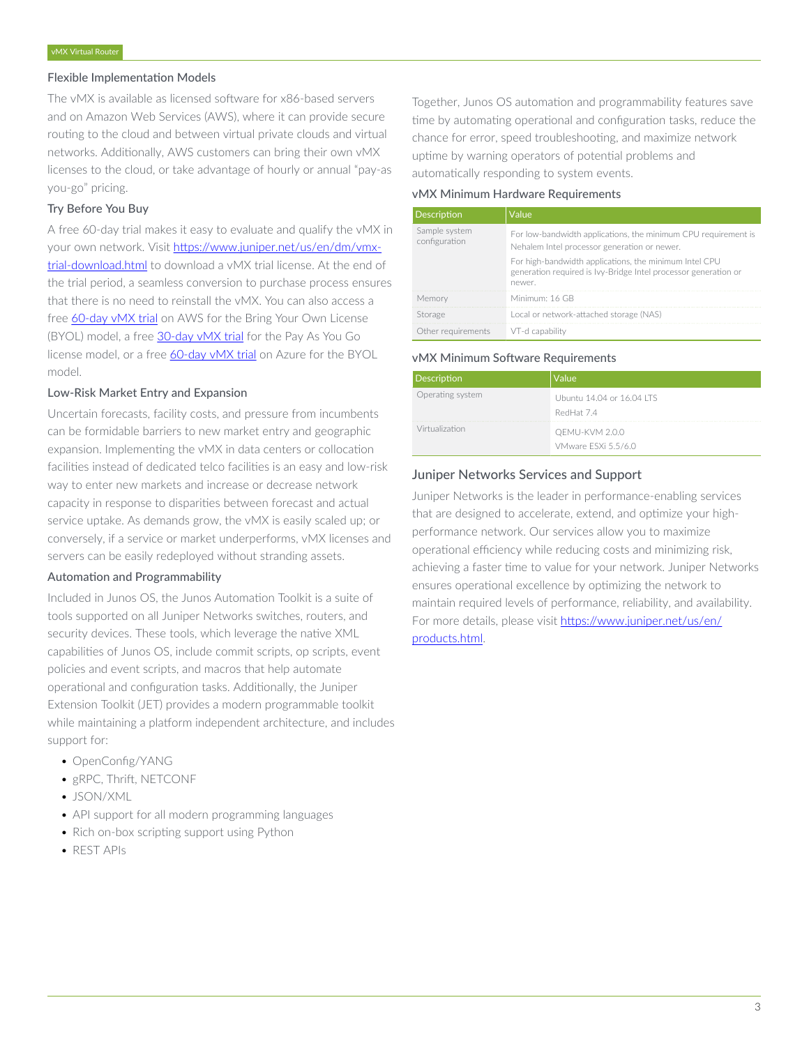## Flexible Implementation Models

The vMX is available as licensed software for x86-based servers and on Amazon Web Services (AWS), where it can provide secure routing to the cloud and between virtual private clouds and virtual networks. Additionally, AWS customers can bring their own vMX licenses to the cloud, or take advantage of hourly or annual "pay-as you-go" pricing.

## Try Before You Buy

A free 60-day trial makes it easy to evaluate and qualify the vMX in your own network. Visit [https://www.juniper.net/us/en/dm/vmx-trial-download.html](https://www.juniper.net/us/en/dm/vmx-trial-download.html) to download a vMX trial license. At the end of the trial period, a seamless conversion to purchase process ensures that there is no need to reinstall the vMX. You can also access a free 60-day vMX trial on AWS for the Bring Your Own License (BYOL) model, a free 30-day vMX trial for the Pay As You Go license model, or a free 60-day vMX trial on Azure for the BYOL model.

## Low-Risk Market Entry and Expansion

Uncertain forecasts, facility costs, and pressure from incumbents can be formidable barriers to new market entry and geographic expansion. Implementing the vMX in data centers or collocation facilities instead of dedicated telco facilities is an easy and low-risk way to enter new markets and increase or decrease network capacity in response to disparities between forecast and actual service uptake. As demands grow, the vMX is easily scaled up; or conversely, if a service or market underperforms, vMX licenses and servers can be easily redeployed without stranding assets.

## Automation and Programmability

Included in Junos OS, the Junos Automation Toolkit is a suite of tools supported on all Juniper Networks switches, routers, and security devices. These tools, which leverage the native XML capabilities of Junos OS, include commit scripts, op scripts, event policies and event scripts, and macros that help automate operational and configuration tasks. Additionally, the Juniper Extension Toolkit (JET) provides a modern programmable toolkit while maintaining a platform independent architecture, and includes support for:

- OpenConfig/YANG
- gRPC, Thrift, NETCONF
- JSON/XML
- API support for all modern programming languages
- Rich on-box scripting support using Python
- REST APIs

Together, Junos OS automation and programmability features save time by automating operational and configuration tasks, reduce the chance for error, speed troubleshooting, and maximize network uptime by warning operators of potential problems and automatically responding to system events.

### vMX Minimum Hardware Requirements

| Description | Value |
|---|---|
| Sample system configuration | For low-bandwidth applications, the minimum CPU requirement is Nehalem Intel processor generation or newer. <br> For high-bandwidth applications, the minimum Intel CPU generation required is Ivy-Bridge Intel processor generation or newer. |
| Memory | Minimum: 16 GB |
| Storage | Local or network-attached storage (NAS) |
| Other requirements | VT-d capability |

### vMX Minimum Software Requirements

| Description | Value |
|---|---|
| Operating system | Ubuntu 14.04 or 16.04 LTS <br> RedHat 7.4 |
| Virtualization | QEMU-KVM 2.0.0 <br> VMware ESXi 5.5/6.0 |

## Juniper Networks Services and Support

Juniper Networks is the leader in performance-enabling services that are designed to accelerate, extend, and optimize your high-performance network. Our services allow you to maximize operational efficiency while reducing costs and minimizing risk, achieving a faster time to value for your network. Juniper Networks ensures operational excellence by optimizing the network to maintain required levels of performance, reliability, and availability. For more details, please visit [https://www.juniper.net/us/en/products.html](https://www.juniper.net/us/en/products.html).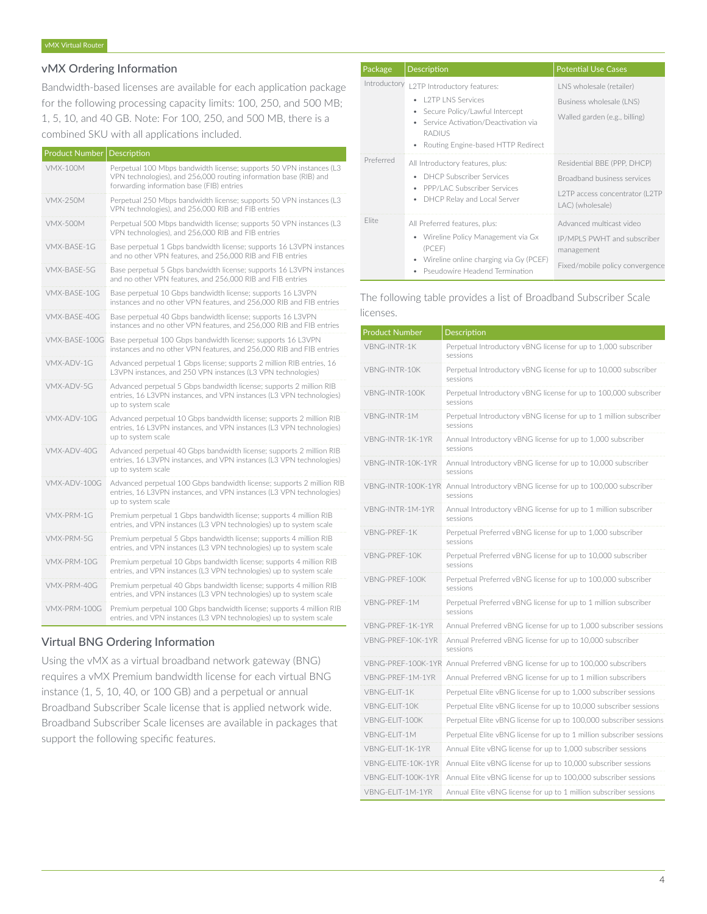## vMX Ordering Information

Bandwidth-based licenses are available for each application package for the following processing capacity limits: 100, 250, and 500 MB; 1, 5, 10, and 40 GB. Note: For 100, 250, and 500 MB, there is a combined SKU with all applications included.

| Product Number | Description |
|---|---|
| VMX-100M | Perpetual 100 Mbps bandwidth license; supports 50 VPN instances (L3 VPN technologies), and 256,000 routing information base (RIB) and forwarding information base (FIB) entries |
| VMX-250M | Perpetual 250 Mbps bandwidth license; supports 50 VPN instances (L3 VPN technologies), and 256,000 RIB and FIB entries |
| VMX-500M | Perpetual 500 Mbps bandwidth license; supports 50 VPN instances (L3 VPN technologies), and 256,000 RIB and FIB entries |
| VMX-BASE-1G | Base perpetual 1 Gbps bandwidth license; supports 16 L3VPN instances and no other VPN features, and 256,000 RIB and FIB entries |
| VMX-BASE-5G | Base perpetual 5 Gbps bandwidth license; supports 16 L3VPN instances and no other VPN features, and 256,000 RIB and FIB entries |
| VMX-BASE-10G | Base perpetual 10 Gbps bandwidth license; supports 16 L3VPN instances and no other VPN features, and 256,000 RIB and FIB entries |
| VMX-BASE-40G | Base perpetual 40 Gbps bandwidth license; supports 16 L3VPN instances and no other VPN features, and 256,000 RIB and FIB entries |
| VMX-BASE-100G | Base perpetual 100 Gbps bandwidth license; supports 16 L3VPN instances and no other VPN features, and 256,000 RIB and FIB entries |
| VMX-ADV-1G | Advanced perpetual 1 Gbps license; supports 2 million RIB entries, 16 L3VPN instances, and 250 VPN instances (L3 VPN technologies) |
| VMX-ADV-5G | Advanced perpetual 5 Gbps bandwidth license; supports 2 million RIB entries, 16 L3VPN instances, and VPN instances (L3 VPN technologies) up to system scale |
| VMX-ADV-10G | Advanced perpetual 10 Gbps bandwidth license; supports 2 million RIB entries, 16 L3VPN instances, and VPN instances (L3 VPN technologies) up to system scale |
| VMX-ADV-40G | Advanced perpetual 40 Gbps bandwidth license; supports 2 million RIB entries, 16 L3VPN instances, and VPN instances (L3 VPN technologies) up to system scale |
| VMX-ADV-100G | Advanced perpetual 100 Gbps bandwidth license; supports 2 million RIB entries, 16 L3VPN instances, and VPN instances (L3 VPN technologies) up to system scale |
| VMX-PRM-1G | Premium perpetual 1 Gbps bandwidth license; supports 4 million RIB entries, and VPN instances (L3 VPN technologies) up to system scale |
| VMX-PRM-5G | Premium perpetual 5 Gbps bandwidth license; supports 4 million RIB entries, and VPN instances (L3 VPN technologies) up to system scale |
| VMX-PRM-10G | Premium perpetual 10 Gbps bandwidth license; supports 4 million RIB entries, and VPN instances (L3 VPN technologies) up to system scale |
| VMX-PRM-40G | Premium perpetual 40 Gbps bandwidth license; supports 4 million RIB entries, and VPN instances (L3 VPN technologies) up to system scale |
| VMX-PRM-100G | Premium perpetual 100 Gbps bandwidth license; supports 4 million RIB entries, and VPN instances (L3 VPN technologies) up to system scale |

## Virtual BNG Ordering Information

Using the vMX as a virtual broadband network gateway (BNG) requires a vMX Premium bandwidth license for each virtual BNG instance (1, 5, 10, 40, or 100 GB) and a perpetual or annual Broadband Subscriber Scale license that is applied network wide. Broadband Subscriber Scale licenses are available in packages that support the following specific features.

| Package | Description | Potential Use Cases |
|---|---|---|
| Introductory | L2TP Introductory features:<br>• L2TP LNS Services<br>• Secure Policy/Lawful Intercept<br>• Service Activation/Deactivation via RADIUS<br>• Routing Engine-based HTTP Redirect | LNS wholesale (retailer)<br>Business wholesale (LNS)<br>Walled garden (e.g., billing) |
| Preferred | All Introductory features, plus:<br>• DHCP Subscriber Services<br>• PPP/LAC Subscriber Services<br>• DHCP Relay and Local Server | Residential BBE (PPP, DHCP)<br>Broadband business services<br>L2TP access concentrator (L2TP LAC) (wholesale) |
| Elite | All Preferred features, plus:<br>• Wireline Policy Management via Gx (PCEF)<br>• Wireline online charging via Gy (PCEF)<br>• Pseudowire Headend Termination | Advanced multicast video<br>IP/MPLS PWHT and subscriber management<br>Fixed/mobile policy convergence |

The following table provides a list of Broadband Subscriber Scale licenses.

| Product Number | Description |
|---|---|
| VBNG-INTR-1K | Perpetual Introductory vBNG license for up to 1,000 subscriber sessions |
| VBNG-INTR-10K | Perpetual Introductory vBNG license for up to 10,000 subscriber sessions |
| VBNG-INTR-100K | Perpetual Introductory vBNG license for up to 100,000 subscriber sessions |
| VBNG-INTR-1M | Perpetual Introductory vBNG license for up to 1 million subscriber sessions |
| VBNG-INTR-1K-1YR | Annual Introductory vBNG license for up to 1,000 subscriber sessions |
| VBNG-INTR-10K-1YR | Annual Introductory vBNG license for up to 10,000 subscriber sessions |
| VBNG-INTR-100K-1YR | Annual Introductory vBNG license for up to 100,000 subscriber sessions |
| VBNG-INTR-1M-1YR | Annual Introductory vBNG license for up to 1 million subscriber sessions |
| VBNG-PREF-1K | Perpetual Preferred vBNG license for up to 1,000 subscriber sessions |
| VBNG-PREF-10K | Perpetual Preferred vBNG license for up to 10,000 subscriber sessions |
| VBNG-PREF-100K | Perpetual Preferred vBNG license for up to 100,000 subscriber sessions |
| VBNG-PREF-1M | Perpetual Preferred vBNG license for up to 1 million subscriber sessions |
| VBNG-PREF-1K-1YR | Annual Preferred vBNG license for up to 1,000 subscriber sessions |
| VBNG-PREF-10K-1YR | Annual Preferred vBNG license for up to 10,000 subscriber sessions |
| VBNG-PREF-100K-1YR | Annual Preferred vBNG license for up to 100,000 subscribers |
| VBNG-PREF-1M-1YR | Annual Preferred vBNG license for up to 1 million subscribers |
| VBNG-ELIT-1K | Perpetual Elite vBNG license for up to 1,000 subscriber sessions |
| VBNG-ELIT-10K | Perpetual Elite vBNG license for up to 10,000 subscriber sessions |
| VBNG-ELIT-100K | Perpetual Elite vBNG license for up to 100,000 subscriber sessions |
| VBNG-ELIT-1M | Perpetual Elite vBNG license for up to 1 million subscriber sessions |
| VBNG-ELIT-1K-1YR | Annual Elite vBNG license for up to 1,000 subscriber sessions |
| VBNG-ELITE-10K-1YR | Annual Elite vBNG license for up to 10,000 subscriber sessions |
| VBNG-ELIT-100K-1YR | Annual Elite vBNG license for up to 100,000 subscriber sessions |
| VBNG-ELIT-1M-1YR | Annual Elite vBNG license for up to 1 million subscriber sessions |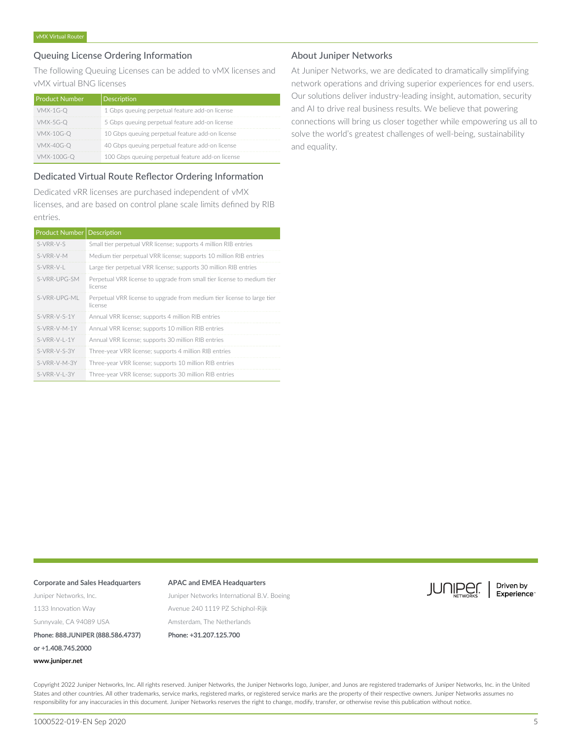## Queuing License Ordering Information

The following Queuing Licenses can be added to vMX licenses and vMX virtual BNG licenses

| Product Number | Description |
|---|---|
| VMX-1G-Q | 1 Gbps queuing perpetual feature add-on license |
| VMX-5G-Q | 5 Gbps queuing perpetual feature add-on license |
| VMX-10G-Q | 10 Gbps queuing perpetual feature add-on license |
| VMX-40G-Q | 40 Gbps queuing perpetual feature add-on license |
| VMX-100G-Q | 100 Gbps queuing perpetual feature add-on license |

## Dedicated Virtual Route Reflector Ordering Information

Dedicated vRR licenses are purchased independent of vMX licenses, and are based on control plane scale limits defined by RIB entries.

| Product Number | Description |
|---|---|
| S-VRR-V-S | Small tier perpetual VRR license; supports 4 million RIB entries |
| S-VRR-V-M | Medium tier perpetual VRR license; supports 10 million RIB entries |
| S-VRR-V-L | Large tier perpetual VRR license; supports 30 million RIB entries |
| S-VRR-UPG-SM | Perpetual VRR license to upgrade from small tier license to medium tier license |
| S-VRR-UPG-ML | Perpetual VRR license to upgrade from medium tier license to large tier license |
| S-VRR-V-S-1Y | Annual VRR license; supports 4 million RIB entries |
| S-VRR-V-M-1Y | Annual VRR license; supports 10 million RIB entries |
| S-VRR-V-L-1Y | Annual VRR license; supports 30 million RIB entries |
| S-VRR-V-S-3Y | Three-year VRR license; supports 4 million RIB entries |
| S-VRR-V-M-3Y | Three-year VRR license; supports 10 million RIB entries |
| S-VRR-V-L-3Y | Three-year VRR license; supports 30 million RIB entries |

## About Juniper Networks

At Juniper Networks, we are dedicated to dramatically simplifying network operations and driving superior experiences for end users. Our solutions deliver industry-leading insight, automation, security and AI to drive real business results. We believe that powering connections will bring us closer together while empowering us all to solve the world's greatest challenges of well-being, sustainability and equality.

**Corporate and Sales Headquarters**

Juniper Networks, Inc.

1133 Innovation Way

Sunnyvale, CA 94089 USA

**Phone: 888.JUNIPER (888.586.4737)**

**or +1.408.745.2000**

**www.juniper.net**

**APAC and EMEA Headquarters**

Juniper Networks International B.V. Boeing

Avenue 240 1119 PZ Schiphol-Rijk

Amsterdam, The Netherlands

**Phone: +31.207.125.700**

Juniper Networks | Driven by Experience

Copyright 2022 Juniper Networks, Inc. All rights reserved. Juniper Networks, the Juniper Networks logo, Juniper, and Junos are registered trademarks of Juniper Networks, Inc. in the United States and other countries. All other trademarks, service marks, registered marks, or registered service marks are the property of their respective owners. Juniper Networks assumes no responsibility for any inaccuracies in this document. Juniper Networks reserves the right to change, modify, transfer, or otherwise revise this publication without notice.

1000522-019-EN Sep 2020